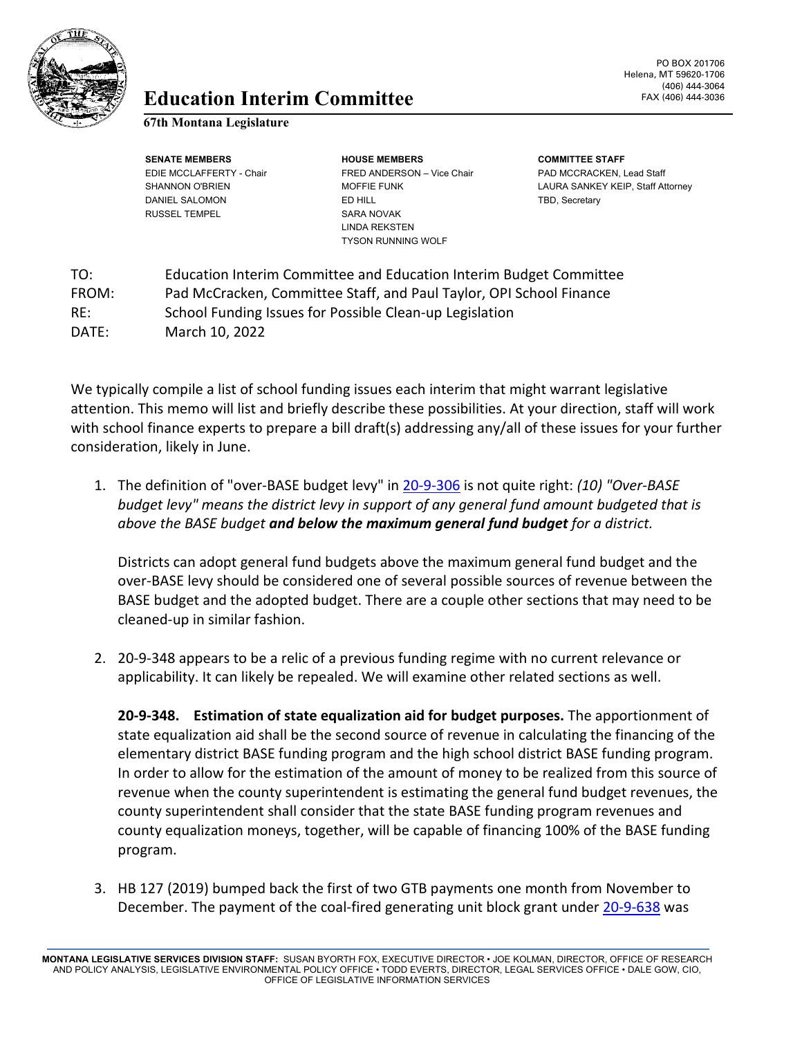# Education Interim Committee

**67th Montana Legislature**

PO BOX 201706
Helena, MT 59620-1706
(406) 444-3064
FAX (406) 444-3036

| SENATE MEMBERS | HOUSE MEMBERS | COMMITTEE STAFF |
|---|---|---|
| EDIE MCCLAFFERTY - Chair | FRED ANDERSON – Vice Chair | PAD MCCRACKEN, Lead Staff |
| SHANNON O'BRIEN | MOFFIE FUNK | LAURA SANKEY KEIP, Staff Attorney |
| DANIEL SALOMON | ED HILL | TBD, Secretary |
| RUSSEL TEMPEL | SARA NOVAK | |
| | LINDA REKSTEN | |
| | TYSON RUNNING WOLF | |

TO: Education Interim Committee and Education Interim Budget Committee
FROM: Pad McCracken, Committee Staff, and Paul Taylor, OPI School Finance
RE: School Funding Issues for Possible Clean-up Legislation
DATE: March 10, 2022

We typically compile a list of school funding issues each interim that might warrant legislative attention. This memo will list and briefly describe these possibilities. At your direction, staff will work with school finance experts to prepare a bill draft(s) addressing any/all of these issues for your further consideration, likely in June.

1. The definition of "over-BASE budget levy" in [20-9-306](#) is not quite right: *(10) "Over-BASE budget levy" means the district levy in support of any general fund amount budgeted that is above the BASE budget* ***and below the maximum general fund budget*** *for a district.*

   Districts can adopt general fund budgets above the maximum general fund budget and the over-BASE levy should be considered one of several possible sources of revenue between the BASE budget and the adopted budget. There are a couple other sections that may need to be cleaned-up in similar fashion.

2. 20-9-348 appears to be a relic of a previous funding regime with no current relevance or applicability. It can likely be repealed. We will examine other related sections as well.

   **20-9-348. Estimation of state equalization aid for budget purposes.** The apportionment of state equalization aid shall be the second source of revenue in calculating the financing of the elementary district BASE funding program and the high school district BASE funding program. In order to allow for the estimation of the amount of money to be realized from this source of revenue when the county superintendent is estimating the general fund budget revenues, the county superintendent shall consider that the state BASE funding program revenues and county equalization moneys, together, will be capable of financing 100% of the BASE funding program.

3. HB 127 (2019) bumped back the first of two GTB payments one month from November to December. The payment of the coal-fired generating unit block grant under [20-9-638](#) was

MONTANA LEGISLATIVE SERVICES DIVISION STAFF: SUSAN BYORTH FOX, EXECUTIVE DIRECTOR • JOE KOLMAN, DIRECTOR, OFFICE OF RESEARCH AND POLICY ANALYSIS, LEGISLATIVE ENVIRONMENTAL POLICY OFFICE • TODD EVERTS, DIRECTOR, LEGAL SERVICES OFFICE • DALE GOW, CIO, OFFICE OF LEGISLATIVE INFORMATION SERVICES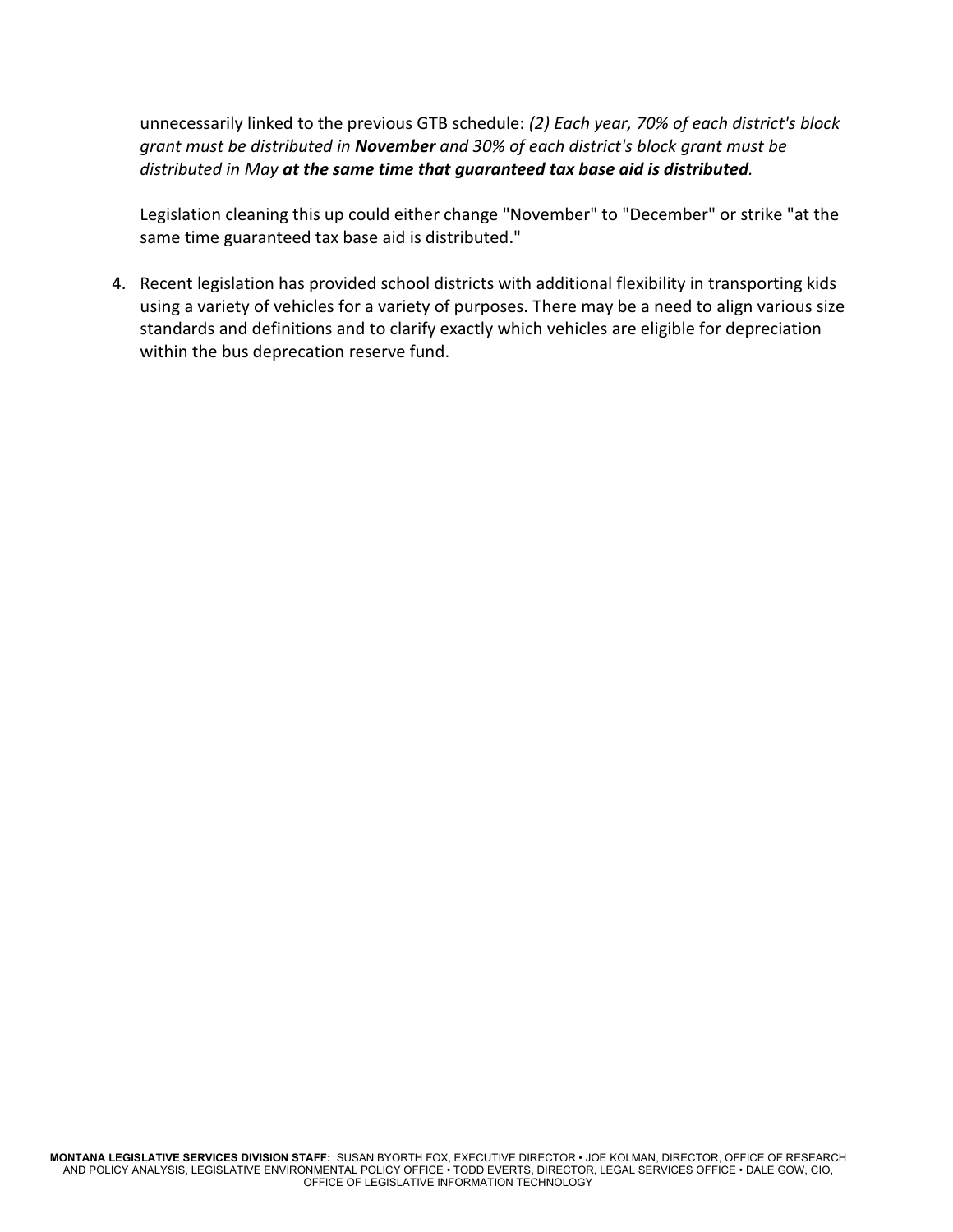unnecessarily linked to the previous GTB schedule: *(2) Each year, 70% of each district's block grant must be distributed in* ***November*** *and 30% of each district's block grant must be distributed in May* ***at the same time that guaranteed tax base aid is distributed****.*

Legislation cleaning this up could either change "November" to "December" or strike "at the same time guaranteed tax base aid is distributed."

4. Recent legislation has provided school districts with additional flexibility in transporting kids using a variety of vehicles for a variety of purposes. There may be a need to align various size standards and definitions and to clarify exactly which vehicles are eligible for depreciation within the bus deprecation reserve fund.